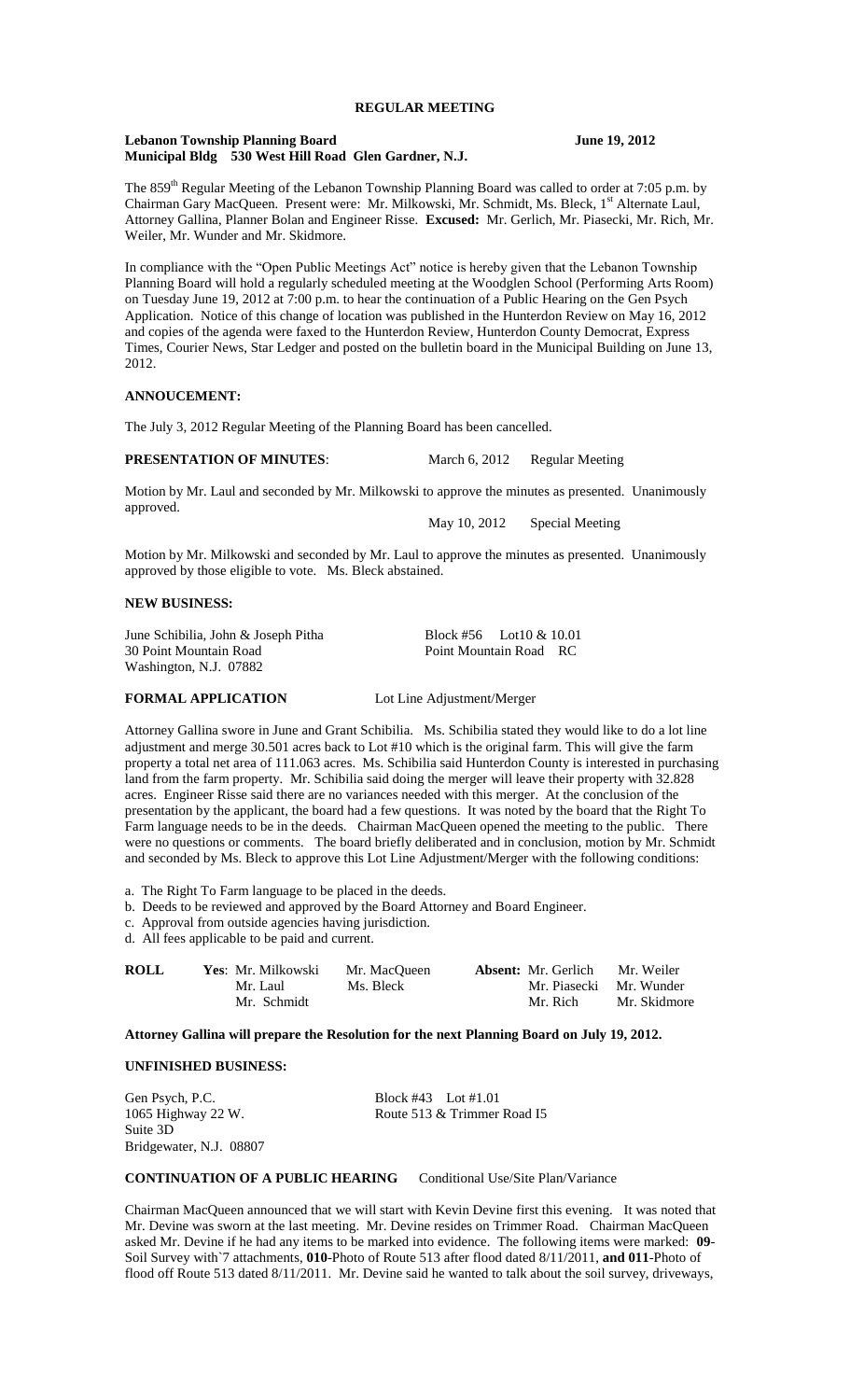# REGULAR MEETING

**Lebanon Township Planning Board** **June 19, 2012**
**Municipal Bldg 530 West Hill Road Glen Gardner, N.J.**

The 859th Regular Meeting of the Lebanon Township Planning Board was called to order at 7:05 p.m. by Chairman Gary MacQueen. Present were: Mr. Milkowski, Mr. Schmidt, Ms. Bleck, 1st Alternate Laul, Attorney Gallina, Planner Bolan and Engineer Risse. **Excused:** Mr. Gerlich, Mr. Piasecki, Mr. Rich, Mr. Weiler, Mr. Wunder and Mr. Skidmore.

In compliance with the "Open Public Meetings Act" notice is hereby given that the Lebanon Township Planning Board will hold a regularly scheduled meeting at the Woodglen School (Performing Arts Room) on Tuesday June 19, 2012 at 7:00 p.m. to hear the continuation of a Public Hearing on the Gen Psych Application. Notice of this change of location was published in the Hunterdon Review on May 16, 2012 and copies of the agenda were faxed to the Hunterdon Review, Hunterdon County Democrat, Express Times, Courier News, Star Ledger and posted on the bulletin board in the Municipal Building on June 13, 2012.

**ANNOUCEMENT:**

The July 3, 2012 Regular Meeting of the Planning Board has been cancelled.

**PRESENTATION OF MINUTES**: March 6, 2012 Regular Meeting

Motion by Mr. Laul and seconded by Mr. Milkowski to approve the minutes as presented. Unanimously approved.

May 10, 2012 Special Meeting

Motion by Mr. Milkowski and seconded by Mr. Laul to approve the minutes as presented. Unanimously approved by those eligible to vote. Ms. Bleck abstained.

**NEW BUSINESS:**

June Schibilia, John & Joseph Pitha Block #56 Lot10 & 10.01
30 Point Mountain Road Point Mountain Road RC
Washington, N.J. 07882

**FORMAL APPLICATION** Lot Line Adjustment/Merger

Attorney Gallina swore in June and Grant Schibilia. Ms. Schibilia stated they would like to do a lot line adjustment and merge 30.501 acres back to Lot #10 which is the original farm. This will give the farm property a total net area of 111.063 acres. Ms. Schibilia said Hunterdon County is interested in purchasing land from the farm property. Mr. Schibilia said doing the merger will leave their property with 32.828 acres. Engineer Risse said there are no variances needed with this merger. At the conclusion of the presentation by the applicant, the board had a few questions. It was noted by the board that the Right To Farm language needs to be in the deeds. Chairman MacQueen opened the meeting to the public. There were no questions or comments. The board briefly deliberated and in conclusion, motion by Mr. Schmidt and seconded by Ms. Bleck to approve this Lot Line Adjustment/Merger with the following conditions:

a. The Right To Farm language to be placed in the deeds.
b. Deeds to be reviewed and approved by the Board Attorney and Board Engineer.
c. Approval from outside agencies having jurisdiction.
d. All fees applicable to be paid and current.

| **ROLL** | **Yes**: Mr. Milkowski | Mr. MacQueen | **Absent:** Mr. Gerlich | Mr. Weiler |
|---|---|---|---|---|
| | Mr. Laul | Ms. Bleck | Mr. Piasecki | Mr. Wunder |
| | Mr. Schmidt | | Mr. Rich | Mr. Skidmore |

**Attorney Gallina will prepare the Resolution for the next Planning Board on July 19, 2012.**

**UNFINISHED BUSINESS:**

Gen Psych, P.C. Block #43 Lot #1.01
1065 Highway 22 W. Route 513 & Trimmer Road I5
Suite 3D
Bridgewater, N.J. 08807

**CONTINUATION OF A PUBLIC HEARING** Conditional Use/Site Plan/Variance

Chairman MacQueen announced that we will start with Kevin Devine first this evening. It was noted that Mr. Devine was sworn at the last meeting. Mr. Devine resides on Trimmer Road. Chairman MacQueen asked Mr. Devine if he had any items to be marked into evidence. The following items were marked: **09**-Soil Survey with`7 attachments, **010**-Photo of Route 513 after flood dated 8/11/2011, **and 011**-Photo of flood off Route 513 dated 8/11/2011. Mr. Devine said he wanted to talk about the soil survey, driveways,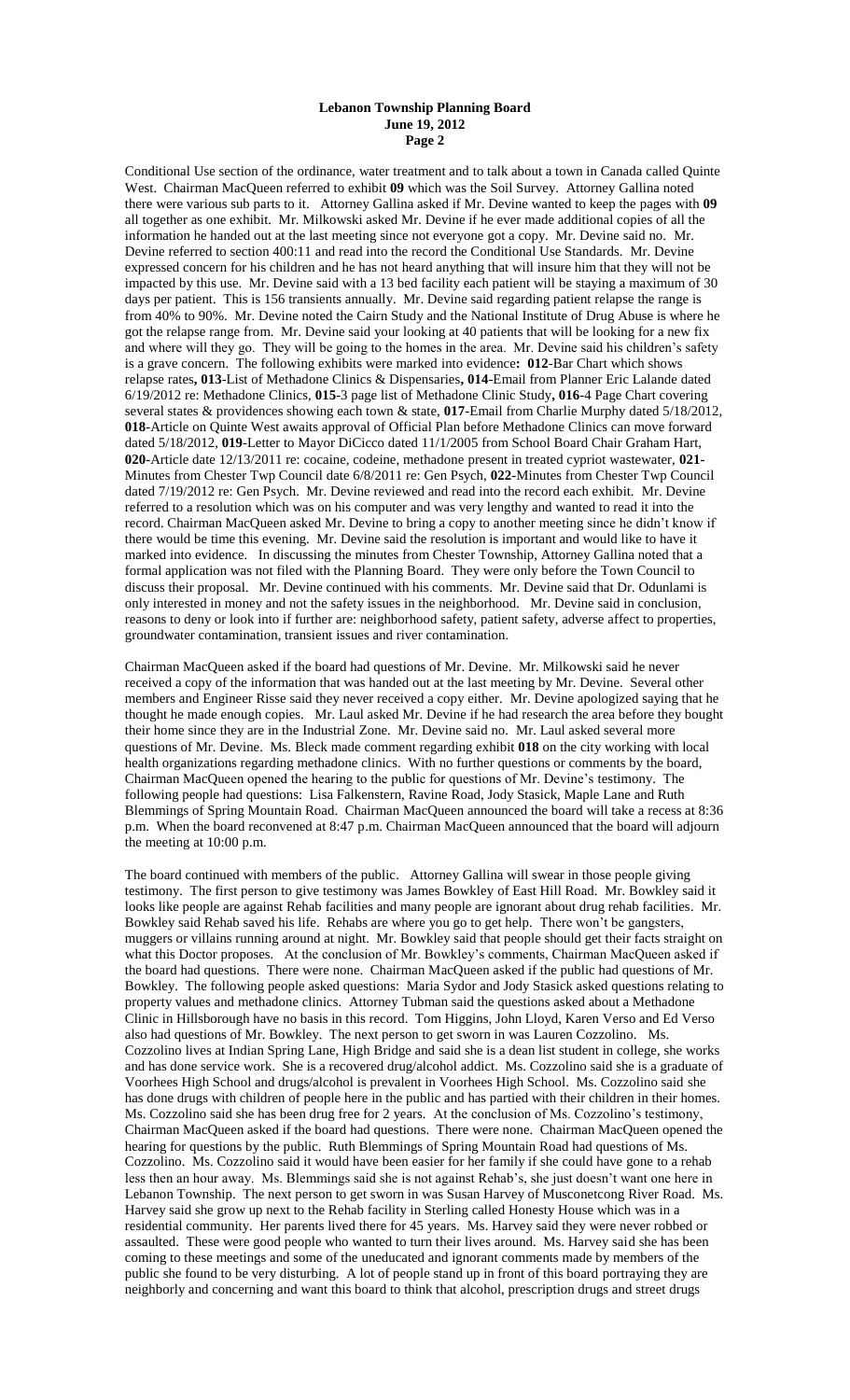Conditional Use section of the ordinance, water treatment and to talk about a town in Canada called Quinte West. Chairman MacQueen referred to exhibit **09** which was the Soil Survey. Attorney Gallina noted there were various sub parts to it. Attorney Gallina asked if Mr. Devine wanted to keep the pages with **09** all together as one exhibit. Mr. Milkowski asked Mr. Devine if he ever made additional copies of all the information he handed out at the last meeting since not everyone got a copy. Mr. Devine said no. Mr. Devine referred to section 400:11 and read into the record the Conditional Use Standards. Mr. Devine expressed concern for his children and he has not heard anything that will insure him that they will not be impacted by this use. Mr. Devine said with a 13 bed facility each patient will be staying a maximum of 30 days per patient. This is 156 transients annually. Mr. Devine said regarding patient relapse the range is from 40% to 90%. Mr. Devine noted the Cairn Study and the National Institute of Drug Abuse is where he got the relapse range from. Mr. Devine said your looking at 40 patients that will be looking for a new fix and where will they go. They will be going to the homes in the area. Mr. Devine said his children's safety is a grave concern. The following exhibits were marked into evidence**: 012**-Bar Chart which shows relapse rates**, 013**-List of Methadone Clinics & Dispensaries**, 014**-Email from Planner Eric Lalande dated 6/19/2012 re: Methadone Clinics, **015**-3 page list of Methadone Clinic Study**, 016-**4 Page Chart covering several states & providences showing each town & state, **017**-Email from Charlie Murphy dated 5/18/2012, **018**-Article on Quinte West awaits approval of Official Plan before Methadone Clinics can move forward dated 5/18/2012, **019**-Letter to Mayor DiCicco dated 11/1/2005 from School Board Chair Graham Hart, **020**-Article date 12/13/2011 re: cocaine, codeine, methadone present in treated cypriot wastewater, **021**-Minutes from Chester Twp Council date 6/8/2011 re: Gen Psych, **022-**Minutes from Chester Twp Council dated 7/19/2012 re: Gen Psych. Mr. Devine reviewed and read into the record each exhibit. Mr. Devine referred to a resolution which was on his computer and was very lengthy and wanted to read it into the record. Chairman MacQueen asked Mr. Devine to bring a copy to another meeting since he didn't know if there would be time this evening. Mr. Devine said the resolution is important and would like to have it marked into evidence. In discussing the minutes from Chester Township, Attorney Gallina noted that a formal application was not filed with the Planning Board. They were only before the Town Council to discuss their proposal. Mr. Devine continued with his comments. Mr. Devine said that Dr. Odunlami is only interested in money and not the safety issues in the neighborhood. Mr. Devine said in conclusion, reasons to deny or look into if further are: neighborhood safety, patient safety, adverse affect to properties, groundwater contamination, transient issues and river contamination.

Chairman MacQueen asked if the board had questions of Mr. Devine. Mr. Milkowski said he never received a copy of the information that was handed out at the last meeting by Mr. Devine. Several other members and Engineer Risse said they never received a copy either. Mr. Devine apologized saying that he thought he made enough copies. Mr. Laul asked Mr. Devine if he had research the area before they bought their home since they are in the Industrial Zone. Mr. Devine said no. Mr. Laul asked several more questions of Mr. Devine. Ms. Bleck made comment regarding exhibit **018** on the city working with local health organizations regarding methadone clinics. With no further questions or comments by the board, Chairman MacQueen opened the hearing to the public for questions of Mr. Devine's testimony. The following people had questions: Lisa Falkenstern, Ravine Road, Jody Stasick, Maple Lane and Ruth Blemmings of Spring Mountain Road. Chairman MacQueen announced the board will take a recess at 8:36 p.m. When the board reconvened at 8:47 p.m. Chairman MacQueen announced that the board will adjourn the meeting at 10:00 p.m.

The board continued with members of the public. Attorney Gallina will swear in those people giving testimony. The first person to give testimony was James Bowkley of East Hill Road. Mr. Bowkley said it looks like people are against Rehab facilities and many people are ignorant about drug rehab facilities. Mr. Bowkley said Rehab saved his life. Rehabs are where you go to get help. There won't be gangsters, muggers or villains running around at night. Mr. Bowkley said that people should get their facts straight on what this Doctor proposes. At the conclusion of Mr. Bowkley's comments, Chairman MacQueen asked if the board had questions. There were none. Chairman MacQueen asked if the public had questions of Mr. Bowkley. The following people asked questions: Maria Sydor and Jody Stasick asked questions relating to property values and methadone clinics. Attorney Tubman said the questions asked about a Methadone Clinic in Hillsborough have no basis in this record. Tom Higgins, John Lloyd, Karen Verso and Ed Verso also had questions of Mr. Bowkley. The next person to get sworn in was Lauren Cozzolino. Ms. Cozzolino lives at Indian Spring Lane, High Bridge and said she is a dean list student in college, she works and has done service work. She is a recovered drug/alcohol addict. Ms. Cozzolino said she is a graduate of Voorhees High School and drugs/alcohol is prevalent in Voorhees High School. Ms. Cozzolino said she has done drugs with children of people here in the public and has partied with their children in their homes. Ms. Cozzolino said she has been drug free for 2 years. At the conclusion of Ms. Cozzolino's testimony, Chairman MacQueen asked if the board had questions. There were none. Chairman MacQueen opened the hearing for questions by the public. Ruth Blemmings of Spring Mountain Road had questions of Ms. Cozzolino. Ms. Cozzolino said it would have been easier for her family if she could have gone to a rehab less then an hour away. Ms. Blemmings said she is not against Rehab's, she just doesn't want one here in Lebanon Township. The next person to get sworn in was Susan Harvey of Musconetcong River Road. Ms. Harvey said she grow up next to the Rehab facility in Sterling called Honesty House which was in a residential community. Her parents lived there for 45 years. Ms. Harvey said they were never robbed or assaulted. These were good people who wanted to turn their lives around. Ms. Harvey said she has been coming to these meetings and some of the uneducated and ignorant comments made by members of the public she found to be very disturbing. A lot of people stand up in front of this board portraying they are neighborly and concerning and want this board to think that alcohol, prescription drugs and street drugs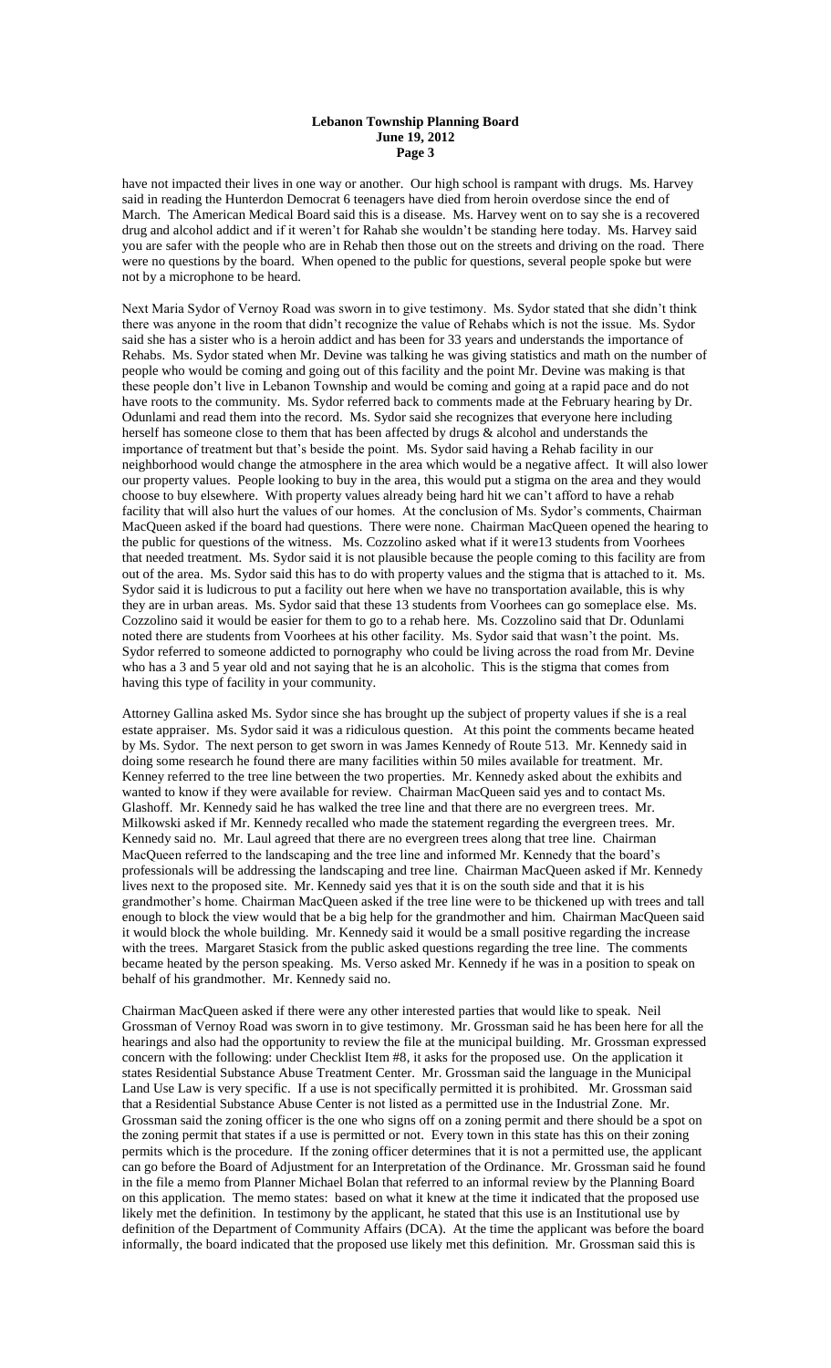have not impacted their lives in one way or another. Our high school is rampant with drugs. Ms. Harvey said in reading the Hunterdon Democrat 6 teenagers have died from heroin overdose since the end of March. The American Medical Board said this is a disease. Ms. Harvey went on to say she is a recovered drug and alcohol addict and if it weren't for Rahab she wouldn't be standing here today. Ms. Harvey said you are safer with the people who are in Rehab then those out on the streets and driving on the road. There were no questions by the board. When opened to the public for questions, several people spoke but were not by a microphone to be heard.

Next Maria Sydor of Vernoy Road was sworn in to give testimony. Ms. Sydor stated that she didn't think there was anyone in the room that didn't recognize the value of Rehabs which is not the issue. Ms. Sydor said she has a sister who is a heroin addict and has been for 33 years and understands the importance of Rehabs. Ms. Sydor stated when Mr. Devine was talking he was giving statistics and math on the number of people who would be coming and going out of this facility and the point Mr. Devine was making is that these people don't live in Lebanon Township and would be coming and going at a rapid pace and do not have roots to the community. Ms. Sydor referred back to comments made at the February hearing by Dr. Odunlami and read them into the record. Ms. Sydor said she recognizes that everyone here including herself has someone close to them that has been affected by drugs & alcohol and understands the importance of treatment but that's beside the point. Ms. Sydor said having a Rehab facility in our neighborhood would change the atmosphere in the area which would be a negative affect. It will also lower our property values. People looking to buy in the area, this would put a stigma on the area and they would choose to buy elsewhere. With property values already being hard hit we can't afford to have a rehab facility that will also hurt the values of our homes. At the conclusion of Ms. Sydor's comments, Chairman MacQueen asked if the board had questions. There were none. Chairman MacQueen opened the hearing to the public for questions of the witness. Ms. Cozzolino asked what if it were13 students from Voorhees that needed treatment. Ms. Sydor said it is not plausible because the people coming to this facility are from out of the area. Ms. Sydor said this has to do with property values and the stigma that is attached to it. Ms. Sydor said it is ludicrous to put a facility out here when we have no transportation available, this is why they are in urban areas. Ms. Sydor said that these 13 students from Voorhees can go someplace else. Ms. Cozzolino said it would be easier for them to go to a rehab here. Ms. Cozzolino said that Dr. Odunlami noted there are students from Voorhees at his other facility. Ms. Sydor said that wasn't the point. Ms. Sydor referred to someone addicted to pornography who could be living across the road from Mr. Devine who has a 3 and 5 year old and not saying that he is an alcoholic. This is the stigma that comes from having this type of facility in your community.

Attorney Gallina asked Ms. Sydor since she has brought up the subject of property values if she is a real estate appraiser. Ms. Sydor said it was a ridiculous question. At this point the comments became heated by Ms. Sydor. The next person to get sworn in was James Kennedy of Route 513. Mr. Kennedy said in doing some research he found there are many facilities within 50 miles available for treatment. Mr. Kenney referred to the tree line between the two properties. Mr. Kennedy asked about the exhibits and wanted to know if they were available for review. Chairman MacQueen said yes and to contact Ms. Glashoff. Mr. Kennedy said he has walked the tree line and that there are no evergreen trees. Mr. Milkowski asked if Mr. Kennedy recalled who made the statement regarding the evergreen trees. Mr. Kennedy said no. Mr. Laul agreed that there are no evergreen trees along that tree line. Chairman MacQueen referred to the landscaping and the tree line and informed Mr. Kennedy that the board's professionals will be addressing the landscaping and tree line. Chairman MacQueen asked if Mr. Kennedy lives next to the proposed site. Mr. Kennedy said yes that it is on the south side and that it is his grandmother's home. Chairman MacQueen asked if the tree line were to be thickened up with trees and tall enough to block the view would that be a big help for the grandmother and him. Chairman MacQueen said it would block the whole building. Mr. Kennedy said it would be a small positive regarding the increase with the trees. Margaret Stasick from the public asked questions regarding the tree line. The comments became heated by the person speaking. Ms. Verso asked Mr. Kennedy if he was in a position to speak on behalf of his grandmother. Mr. Kennedy said no.

Chairman MacQueen asked if there were any other interested parties that would like to speak. Neil Grossman of Vernoy Road was sworn in to give testimony. Mr. Grossman said he has been here for all the hearings and also had the opportunity to review the file at the municipal building. Mr. Grossman expressed concern with the following: under Checklist Item #8, it asks for the proposed use. On the application it states Residential Substance Abuse Treatment Center. Mr. Grossman said the language in the Municipal Land Use Law is very specific. If a use is not specifically permitted it is prohibited. Mr. Grossman said that a Residential Substance Abuse Center is not listed as a permitted use in the Industrial Zone. Mr. Grossman said the zoning officer is the one who signs off on a zoning permit and there should be a spot on the zoning permit that states if a use is permitted or not. Every town in this state has this on their zoning permits which is the procedure. If the zoning officer determines that it is not a permitted use, the applicant can go before the Board of Adjustment for an Interpretation of the Ordinance. Mr. Grossman said he found in the file a memo from Planner Michael Bolan that referred to an informal review by the Planning Board on this application. The memo states: based on what it knew at the time it indicated that the proposed use likely met the definition. In testimony by the applicant, he stated that this use is an Institutional use by definition of the Department of Community Affairs (DCA). At the time the applicant was before the board informally, the board indicated that the proposed use likely met this definition. Mr. Grossman said this is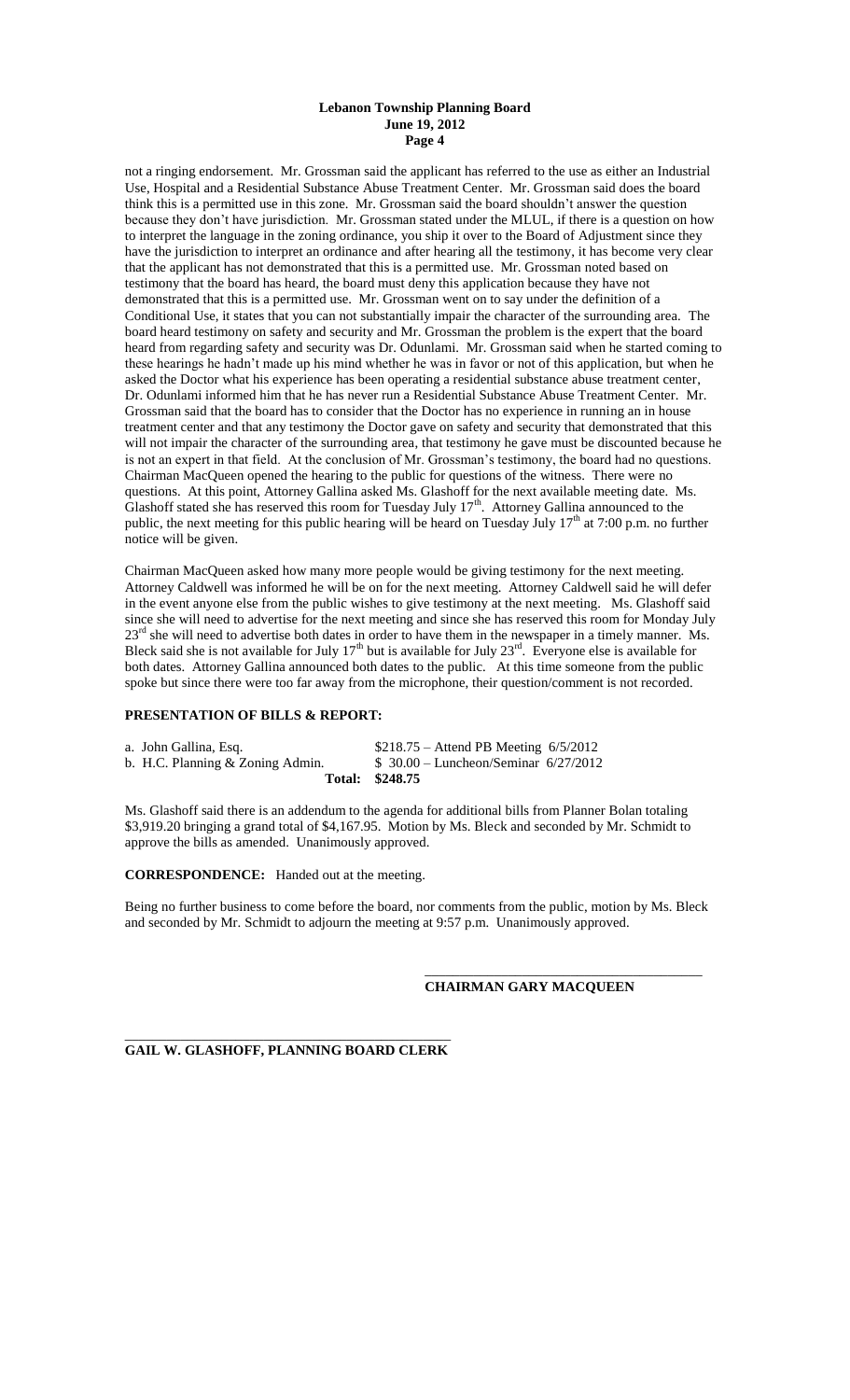not a ringing endorsement. Mr. Grossman said the applicant has referred to the use as either an Industrial Use, Hospital and a Residential Substance Abuse Treatment Center. Mr. Grossman said does the board think this is a permitted use in this zone. Mr. Grossman said the board shouldn't answer the question because they don't have jurisdiction. Mr. Grossman stated under the MLUL, if there is a question on how to interpret the language in the zoning ordinance, you ship it over to the Board of Adjustment since they have the jurisdiction to interpret an ordinance and after hearing all the testimony, it has become very clear that the applicant has not demonstrated that this is a permitted use. Mr. Grossman noted based on testimony that the board has heard, the board must deny this application because they have not demonstrated that this is a permitted use. Mr. Grossman went on to say under the definition of a Conditional Use, it states that you can not substantially impair the character of the surrounding area. The board heard testimony on safety and security and Mr. Grossman the problem is the expert that the board heard from regarding safety and security was Dr. Odunlami. Mr. Grossman said when he started coming to these hearings he hadn't made up his mind whether he was in favor or not of this application, but when he asked the Doctor what his experience has been operating a residential substance abuse treatment center, Dr. Odunlami informed him that he has never run a Residential Substance Abuse Treatment Center. Mr. Grossman said that the board has to consider that the Doctor has no experience in running an in house treatment center and that any testimony the Doctor gave on safety and security that demonstrated that this will not impair the character of the surrounding area, that testimony he gave must be discounted because he is not an expert in that field. At the conclusion of Mr. Grossman's testimony, the board had no questions. Chairman MacQueen opened the hearing to the public for questions of the witness. There were no questions. At this point, Attorney Gallina asked Ms. Glashoff for the next available meeting date. Ms. Glashoff stated she has reserved this room for Tuesday July 17th. Attorney Gallina announced to the public, the next meeting for this public hearing will be heard on Tuesday July 17th at 7:00 p.m. no further notice will be given.

Chairman MacQueen asked how many more people would be giving testimony for the next meeting. Attorney Caldwell was informed he will be on for the next meeting. Attorney Caldwell said he will defer in the event anyone else from the public wishes to give testimony at the next meeting. Ms. Glashoff said since she will need to advertise for the next meeting and since she has reserved this room for Monday July 23rd she will need to advertise both dates in order to have them in the newspaper in a timely manner. Ms. Bleck said she is not available for July 17th but is available for July 23rd. Everyone else is available for both dates. Attorney Gallina announced both dates to the public. At this time someone from the public spoke but since there were too far away from the microphone, their question/comment is not recorded.

**PRESENTATION OF BILLS & REPORT:**

| | |
|---|---|
| a. John Gallina, Esq. | $218.75 – Attend PB Meeting 6/5/2012 |
| b. H.C. Planning & Zoning Admin. | $ 30.00 – Luncheon/Seminar 6/27/2012 |
| **Total:** | **$248.75** |

Ms. Glashoff said there is an addendum to the agenda for additional bills from Planner Bolan totaling $3,919.20 bringing a grand total of $4,167.95. Motion by Ms. Bleck and seconded by Mr. Schmidt to approve the bills as amended. Unanimously approved.

**CORRESPONDENCE:** Handed out at the meeting.

Being no further business to come before the board, nor comments from the public, motion by Ms. Bleck and seconded by Mr. Schmidt to adjourn the meeting at 9:57 p.m. Unanimously approved.

\_\_\_\_\_\_\_\_\_\_\_\_\_\_\_\_\_\_\_\_\_\_\_\_\_\_\_\_\_\_\_\_\_\_\_\_\_\_\_\_

**CHAIRMAN GARY MACQUEEN**

\_\_\_\_\_\_\_\_\_\_\_\_\_\_\_\_\_\_\_\_\_\_\_\_\_\_\_\_\_\_\_\_\_\_\_\_\_\_\_\_

**GAIL W. GLASHOFF, PLANNING BOARD CLERK**